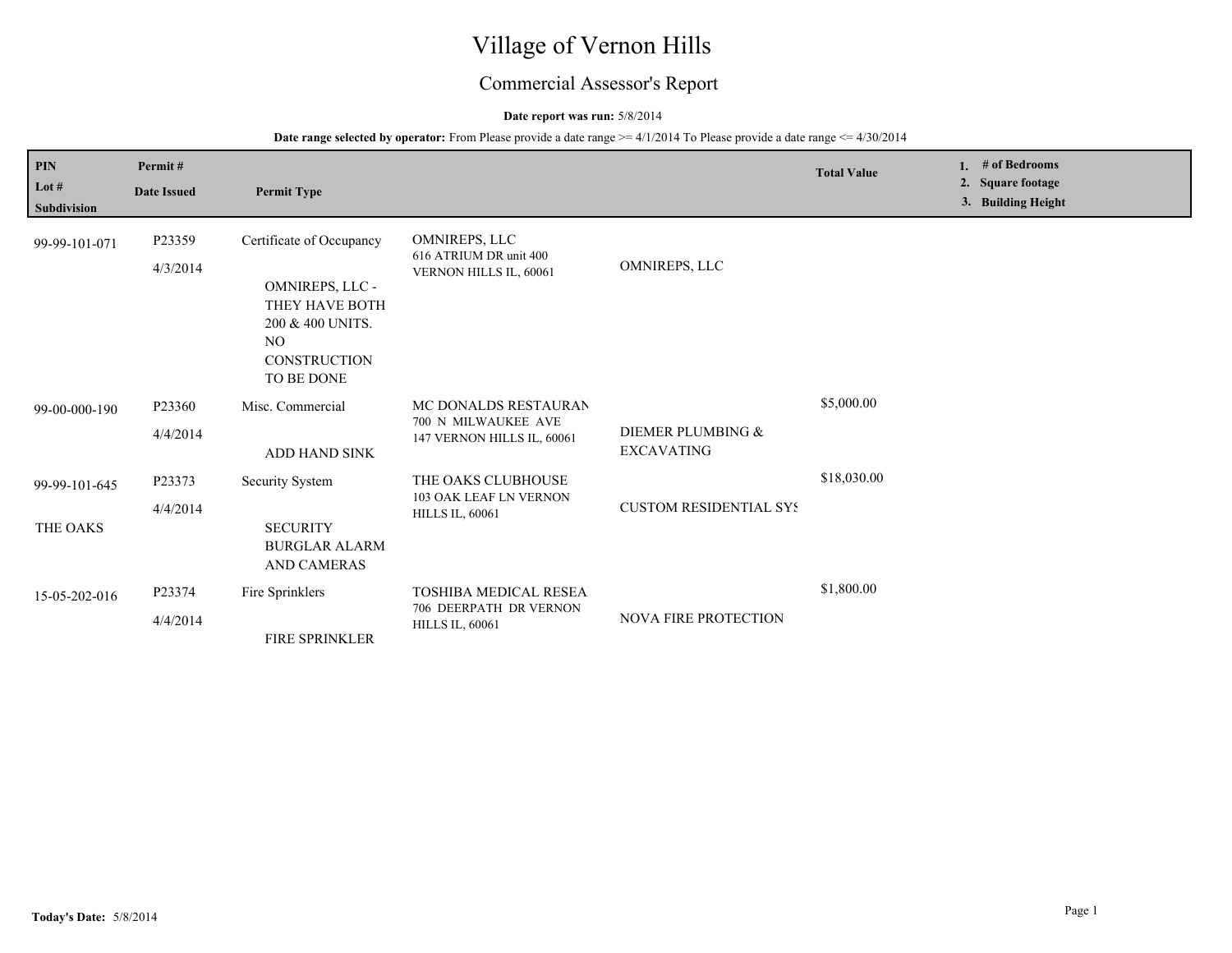# Village of Vernon Hills

## Commercial Assessor's Report

**Date report was run:** 5/8/2014

**Date range selected by operator:** From Please provide a date range >= 4/1/2014 To Please provide a date range <= 4/30/2014

| PIN<br>Lot #<br>Subdivision | Permit #<br>Date Issued | Permit Type | | | Total Value | 1. # of Bedrooms<br>2. Square footage<br>3. Building Height |
|---|---|---|---|---|---|---|
| 99-99-101-071 | P23359<br>4/3/2014 | Certificate of Occupancy<br><br>OMNIREPS, LLC - THEY HAVE BOTH 200 & 400 UNITS. NO CONSTRUCTION TO BE DONE | OMNIREPS, LLC<br>616 ATRIUM DR unit 400<br>VERNON HILLS IL, 60061 | OMNIREPS, LLC | | |
| 99-00-000-190 | P23360<br>4/4/2014 | Misc. Commercial<br><br>ADD HAND SINK | MC DONALDS RESTAURAN<br>700 N MILWAUKEE AVE<br>147 VERNON HILLS IL, 60061 | DIEMER PLUMBING & EXCAVATING | $5,000.00 | |
| 99-99-101-645<br><br>THE OAKS | P23373<br>4/4/2014 | Security System<br><br>SECURITY BURGLAR ALARM AND CAMERAS | THE OAKS CLUBHOUSE<br>103 OAK LEAF LN VERNON HILLS IL, 60061 | CUSTOM RESIDENTIAL SYS | $18,030.00 | |
| 15-05-202-016 | P23374<br>4/4/2014 | Fire Sprinklers<br><br>FIRE SPRINKLER | TOSHIBA MEDICAL RESEA<br>706 DEERPATH DR VERNON HILLS IL, 60061 | NOVA FIRE PROTECTION | $1,800.00 | |

**Today's Date:** 5/8/2014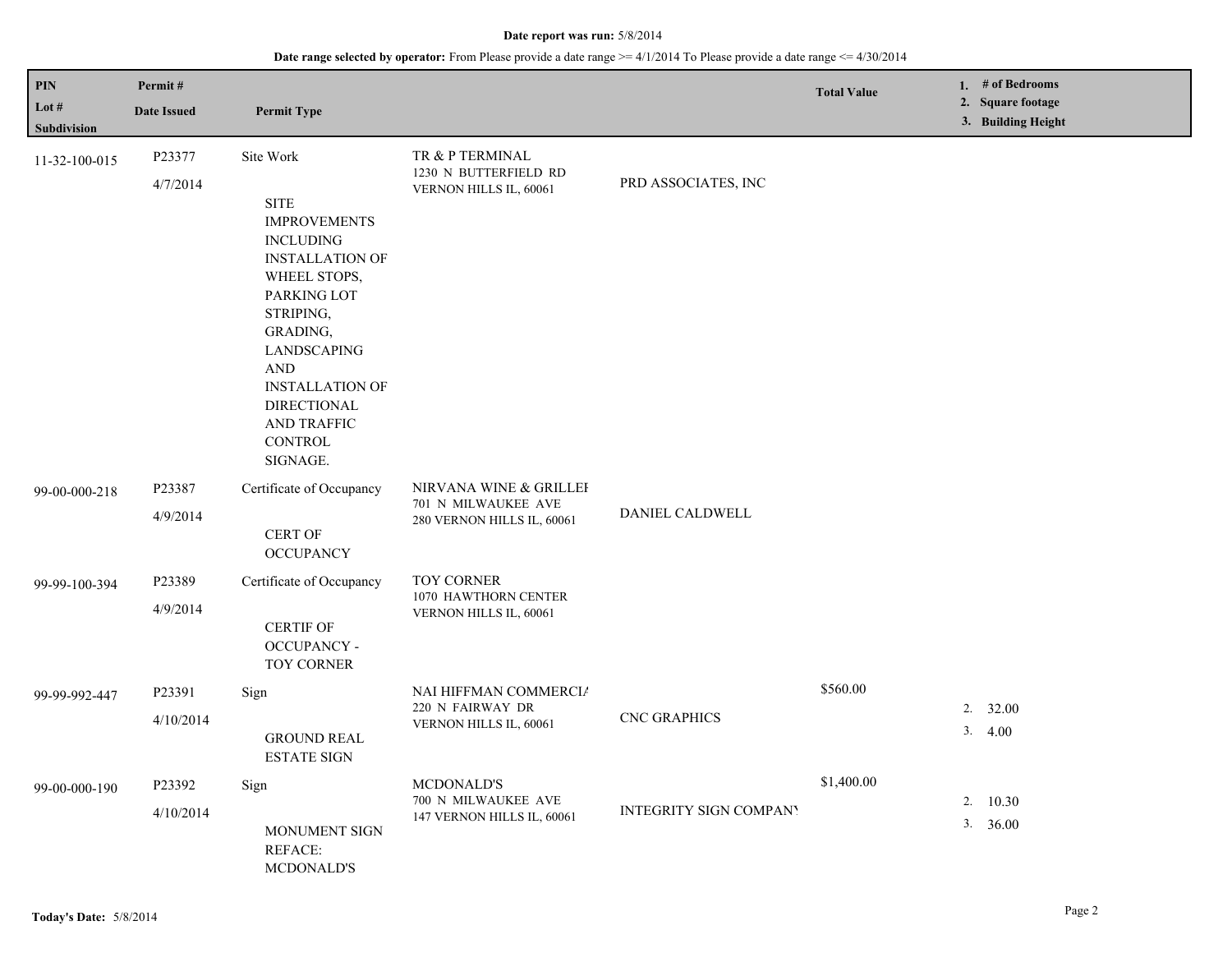**Date report was run:** 5/8/2014

**Date range selected by operator:** From Please provide a date range >= 4/1/2014 To Please provide a date range <= 4/30/2014

| PIN / Lot # / Subdivision | Permit # / Date Issued | Permit Type | | | Total Value | 1. # of Bedrooms 2. Square footage 3. Building Height |
|---|---|---|---|---|---|---|
| 11-32-100-015 | P23377 4/7/2014 | Site Work SITE IMPROVEMENTS INCLUDING INSTALLATION OF WHEEL STOPS, PARKING LOT STRIPING, GRADING, LANDSCAPING AND INSTALLATION OF DIRECTIONAL AND TRAFFIC CONTROL SIGNAGE. | TR & P TERMINAL 1230 N BUTTERFIELD RD VERNON HILLS IL, 60061 | PRD ASSOCIATES, INC | | |
| 99-00-000-218 | P23387 4/9/2014 | Certificate of Occupancy CERT OF OCCUPANCY | NIRVANA WINE & GRILLEI 701 N MILWAUKEE AVE 280 VERNON HILLS IL, 60061 | DANIEL CALDWELL | | |
| 99-99-100-394 | P23389 4/9/2014 | Certificate of Occupancy CERTIF OF OCCUPANCY - TOY CORNER | TOY CORNER 1070 HAWTHORN CENTER VERNON HILLS IL, 60061 | | | |
| 99-99-992-447 | P23391 4/10/2014 | Sign GROUND REAL ESTATE SIGN | NAI HIFFMAN COMMERCIA 220 N FAIRWAY DR VERNON HILLS IL, 60061 | CNC GRAPHICS | $560.00 | 2. 32.00 3. 4.00 |
| 99-00-000-190 | P23392 4/10/2014 | Sign MONUMENT SIGN REFACE: MCDONALD'S | MCDONALD'S 700 N MILWAUKEE AVE 147 VERNON HILLS IL, 60061 | INTEGRITY SIGN COMPANY | $1,400.00 | 2. 10.30 3. 36.00 |

**Today's Date:** 5/8/2014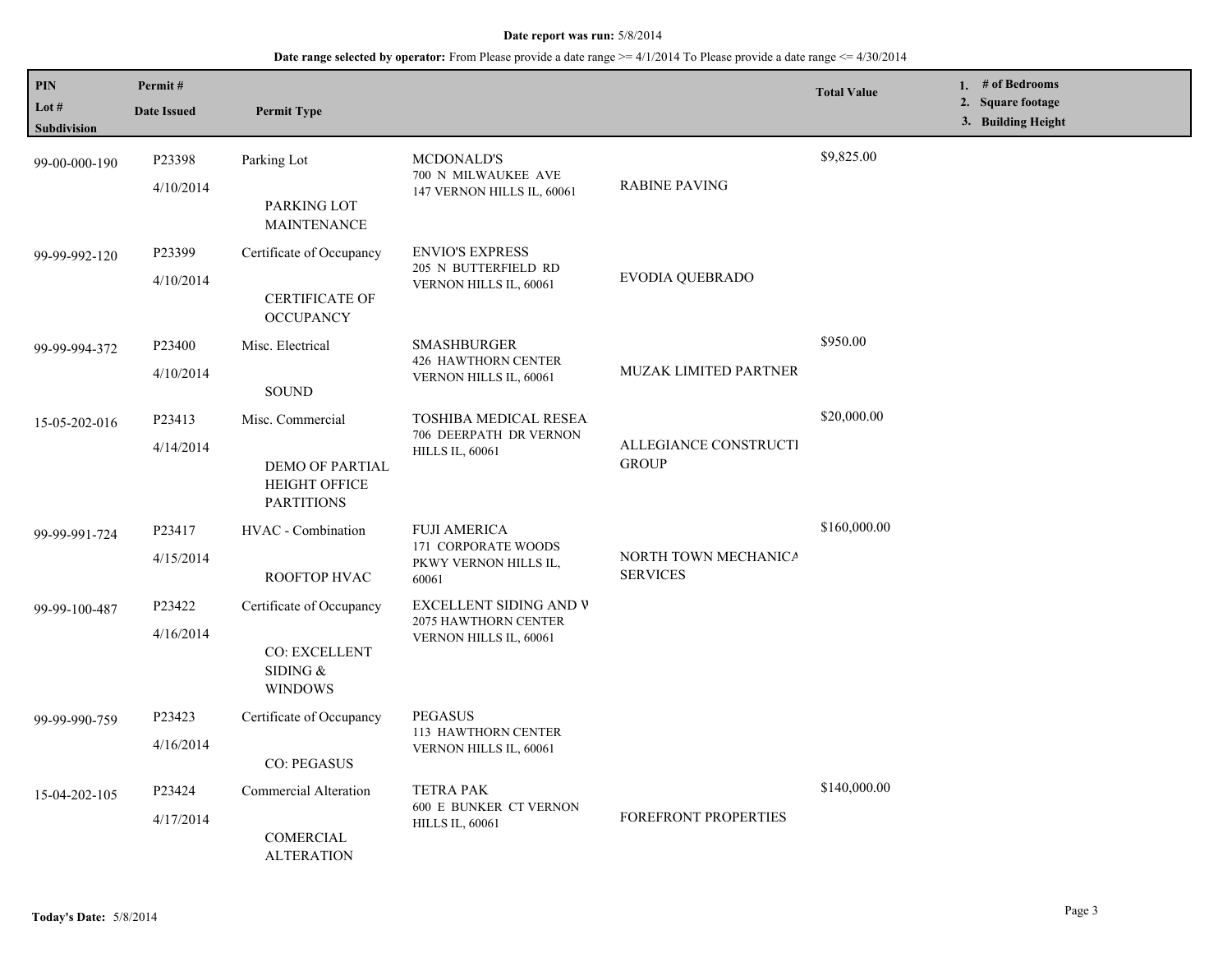**Date report was run:** 5/8/2014

**Date range selected by operator:** From Please provide a date range >= 4/1/2014 To Please provide a date range <= 4/30/2014

| PIN / Lot # / Subdivision | Permit # / Date Issued | Permit Type | | | Total Value | 1. # of Bedrooms 2. Square footage 3. Building Height |
|---|---|---|---|---|---|---|
| 99-00-000-190 | P23398 4/10/2014 | Parking Lot PARKING LOT MAINTENANCE | MCDONALD'S 700 N MILWAUKEE AVE 147 VERNON HILLS IL, 60061 | RABINE PAVING | $9,825.00 | |
| 99-99-992-120 | P23399 4/10/2014 | Certificate of Occupancy CERTIFICATE OF OCCUPANCY | ENVIO'S EXPRESS 205 N BUTTERFIELD RD VERNON HILLS IL, 60061 | EVODIA QUEBRADO | | |
| 99-99-994-372 | P23400 4/10/2014 | Misc. Electrical SOUND | SMASHBURGER 426 HAWTHORN CENTER VERNON HILLS IL, 60061 | MUZAK LIMITED PARTNER | $950.00 | |
| 15-05-202-016 | P23413 4/14/2014 | Misc. Commercial DEMO OF PARTIAL HEIGHT OFFICE PARTITIONS | TOSHIBA MEDICAL RESEA 706 DEERPATH DR VERNON HILLS IL, 60061 | ALLEGIANCE CONSTRUCTI GROUP | $20,000.00 | |
| 99-99-991-724 | P23417 4/15/2014 | HVAC - Combination ROOFTOP HVAC | FUJI AMERICA 171 CORPORATE WOODS PKWY VERNON HILLS IL, 60061 | NORTH TOWN MECHANICA SERVICES | $160,000.00 | |
| 99-99-100-487 | P23422 4/16/2014 | Certificate of Occupancy CO: EXCELLENT SIDING & WINDOWS | EXCELLENT SIDING AND W 2075 HAWTHORN CENTER VERNON HILLS IL, 60061 | | | |
| 99-99-990-759 | P23423 4/16/2014 | Certificate of Occupancy CO: PEGASUS | PEGASUS 113 HAWTHORN CENTER VERNON HILLS IL, 60061 | | | |
| 15-04-202-105 | P23424 4/17/2014 | Commercial Alteration COMERCIAL ALTERATION | TETRA PAK 600 E BUNKER CT VERNON HILLS IL, 60061 | FOREFRONT PROPERTIES | $140,000.00 | |

**Today's Date:** 5/8/2014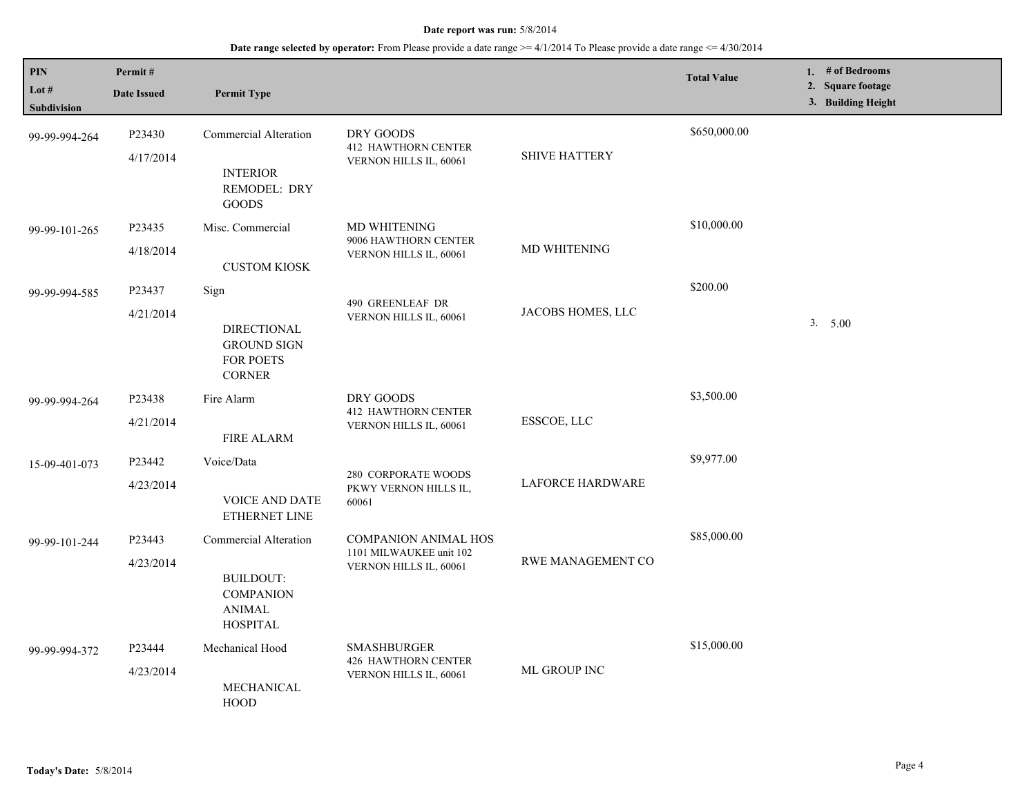**Date report was run:** 5/8/2014

**Date range selected by operator:** From Please provide a date range >= 4/1/2014 To Please provide a date range <= 4/30/2014

| PIN<br>Lot #<br>Subdivision | Permit #<br>Date Issued | Permit Type | | | Total Value | 1. # of Bedrooms<br>2. Square footage<br>3. Building Height |
|---|---|---|---|---|---|---|
| 99-99-994-264 | P23430<br>4/17/2014 | Commercial Alteration<br>INTERIOR REMODEL: DRY GOODS | DRY GOODS<br>412 HAWTHORN CENTER<br>VERNON HILLS IL, 60061 | SHIVE HATTERY | $650,000.00 | |
| 99-99-101-265 | P23435<br>4/18/2014 | Misc. Commercial<br>CUSTOM KIOSK | MD WHITENING<br>9006 HAWTHORN CENTER<br>VERNON HILLS IL, 60061 | MD WHITENING | $10,000.00 | |
| 99-99-994-585 | P23437<br>4/21/2014 | Sign<br>DIRECTIONAL GROUND SIGN FOR POETS CORNER | 490 GREENLEAF DR<br>VERNON HILLS IL, 60061 | JACOBS HOMES, LLC | $200.00 | 3. 5.00 |
| 99-99-994-264 | P23438<br>4/21/2014 | Fire Alarm<br>FIRE ALARM | DRY GOODS<br>412 HAWTHORN CENTER<br>VERNON HILLS IL, 60061 | ESSCOE, LLC | $3,500.00 | |
| 15-09-401-073 | P23442<br>4/23/2014 | Voice/Data<br>VOICE AND DATE ETHERNET LINE | 280 CORPORATE WOODS PKWY VERNON HILLS IL, 60061 | LAFORCE HARDWARE | $9,977.00 | |
| 99-99-101-244 | P23443<br>4/23/2014 | Commercial Alteration<br>BUILDOUT: COMPANION ANIMAL HOSPITAL | COMPANION ANIMAL HOS<br>1101 MILWAUKEE unit 102<br>VERNON HILLS IL, 60061 | RWE MANAGEMENT CO | $85,000.00 | |
| 99-99-994-372 | P23444<br>4/23/2014 | Mechanical Hood<br>MECHANICAL HOOD | SMASHBURGER<br>426 HAWTHORN CENTER<br>VERNON HILLS IL, 60061 | ML GROUP INC | $15,000.00 | |

**Today's Date:** 5/8/2014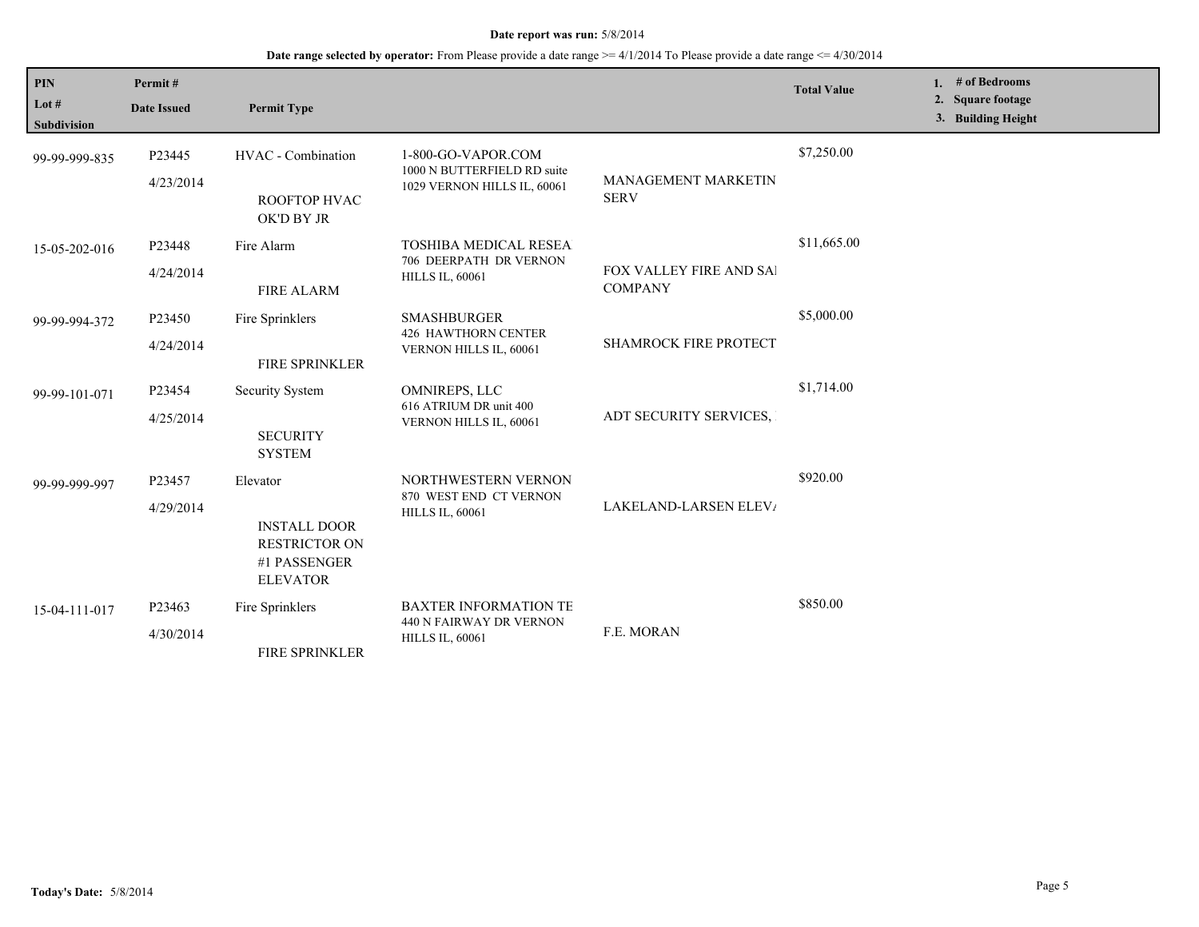**Date report was run:** 5/8/2014

**Date range selected by operator:** From Please provide a date range >= 4/1/2014 To Please provide a date range <= 4/30/2014

| PIN<br>Lot #<br>Subdivision | Permit #<br>Date Issued | Permit Type | | | Total Value | 1. # of Bedrooms<br>2. Square footage<br>3. Building Height |
|---|---|---|---|---|---|---|
| 99-99-999-835 | P23445<br>4/23/2014 | HVAC - Combination<br>ROOFTOP HVAC OK'D BY JR | 1-800-GO-VAPOR.COM<br>1000 N BUTTERFIELD RD suite 1029 VERNON HILLS IL, 60061 | MANAGEMENT MARKETIN SERV | $7,250.00 | |
| 15-05-202-016 | P23448<br>4/24/2014 | Fire Alarm<br>FIRE ALARM | TOSHIBA MEDICAL RESEA<br>706 DEERPATH DR VERNON HILLS IL, 60061 | FOX VALLEY FIRE AND SAI COMPANY | $11,665.00 | |
| 99-99-994-372 | P23450<br>4/24/2014 | Fire Sprinklers<br>FIRE SPRINKLER | SMASHBURGER<br>426 HAWTHORN CENTER VERNON HILLS IL, 60061 | SHAMROCK FIRE PROTECT | $5,000.00 | |
| 99-99-101-071 | P23454<br>4/25/2014 | Security System<br>SECURITY SYSTEM | OMNIREPS, LLC<br>616 ATRIUM DR unit 400 VERNON HILLS IL, 60061 | ADT SECURITY SERVICES, | $1,714.00 | |
| 99-99-999-997 | P23457<br>4/29/2014 | Elevator<br>INSTALL DOOR RESTRICTOR ON #1 PASSENGER ELEVATOR | NORTHWESTERN VERNON<br>870 WEST END CT VERNON HILLS IL, 60061 | LAKELAND-LARSEN ELEV/ | $920.00 | |
| 15-04-111-017 | P23463<br>4/30/2014 | Fire Sprinklers<br>FIRE SPRINKLER | BAXTER INFORMATION TE<br>440 N FAIRWAY DR VERNON HILLS IL, 60061 | F.E. MORAN | $850.00 | |

**Today's Date:** 5/8/2014